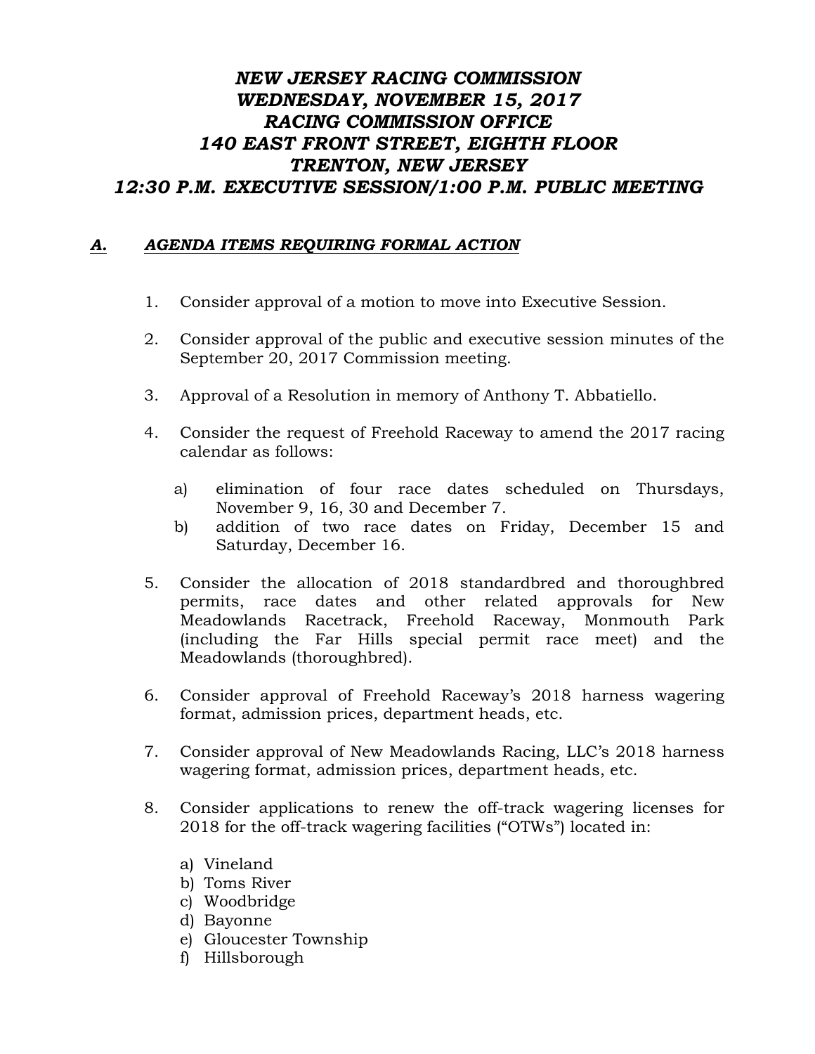# *NEW JERSEY RACING COMMISSION*
# *WEDNESDAY, NOVEMBER 15, 2017*
# *RACING COMMISSION OFFICE*
# *140 EAST FRONT STREET, EIGHTH FLOOR*
# *TRENTON, NEW JERSEY*
# *12:30 P.M. EXECUTIVE SESSION/1:00 P.M. PUBLIC MEETING*

## ***A. AGENDA ITEMS REQUIRING FORMAL ACTION***

1. Consider approval of a motion to move into Executive Session.

2. Consider approval of the public and executive session minutes of the September 20, 2017 Commission meeting.

3. Approval of a Resolution in memory of Anthony T. Abbatiello.

4. Consider the request of Freehold Raceway to amend the 2017 racing calendar as follows:

   a) elimination of four race dates scheduled on Thursdays, November 9, 16, 30 and December 7.
   b) addition of two race dates on Friday, December 15 and Saturday, December 16.

5. Consider the allocation of 2018 standardbred and thoroughbred permits, race dates and other related approvals for New Meadowlands Racetrack, Freehold Raceway, Monmouth Park (including the Far Hills special permit race meet) and the Meadowlands (thoroughbred).

6. Consider approval of Freehold Raceway's 2018 harness wagering format, admission prices, department heads, etc.

7. Consider approval of New Meadowlands Racing, LLC's 2018 harness wagering format, admission prices, department heads, etc.

8. Consider applications to renew the off-track wagering licenses for 2018 for the off-track wagering facilities ("OTWs") located in:

   a) Vineland
   b) Toms River
   c) Woodbridge
   d) Bayonne
   e) Gloucester Township
   f) Hillsborough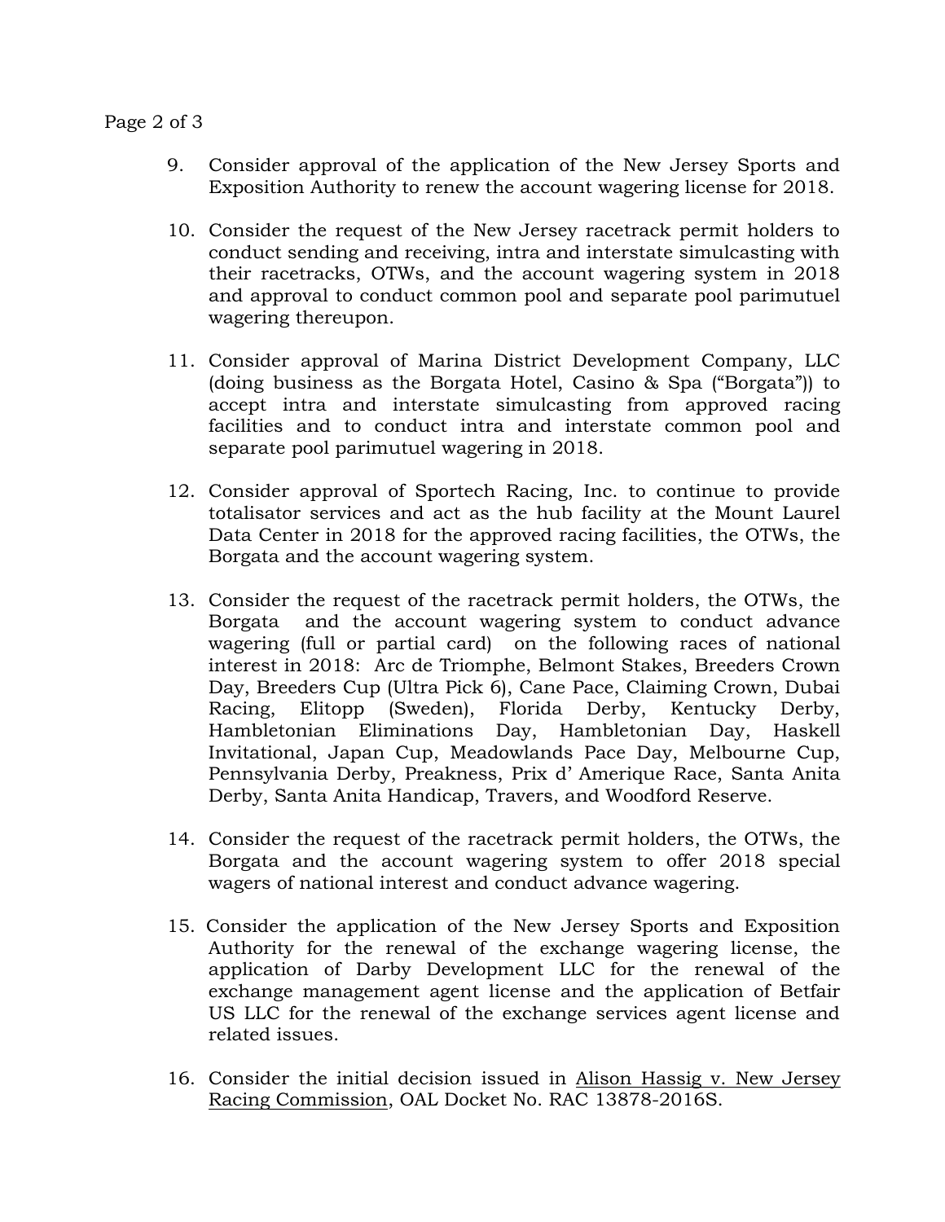9. Consider approval of the application of the New Jersey Sports and Exposition Authority to renew the account wagering license for 2018.

10. Consider the request of the New Jersey racetrack permit holders to conduct sending and receiving, intra and interstate simulcasting with their racetracks, OTWs, and the account wagering system in 2018 and approval to conduct common pool and separate pool parimutuel wagering thereupon.

11. Consider approval of Marina District Development Company, LLC (doing business as the Borgata Hotel, Casino & Spa ("Borgata")) to accept intra and interstate simulcasting from approved racing facilities and to conduct intra and interstate common pool and separate pool parimutuel wagering in 2018.

12. Consider approval of Sportech Racing, Inc. to continue to provide totalisator services and act as the hub facility at the Mount Laurel Data Center in 2018 for the approved racing facilities, the OTWs, the Borgata and the account wagering system.

13. Consider the request of the racetrack permit holders, the OTWs, the Borgata and the account wagering system to conduct advance wagering (full or partial card) on the following races of national interest in 2018: Arc de Triomphe, Belmont Stakes, Breeders Crown Day, Breeders Cup (Ultra Pick 6), Cane Pace, Claiming Crown, Dubai Racing, Elitopp (Sweden), Florida Derby, Kentucky Derby, Hambletonian Eliminations Day, Hambletonian Day, Haskell Invitational, Japan Cup, Meadowlands Pace Day, Melbourne Cup, Pennsylvania Derby, Preakness, Prix d' Amerique Race, Santa Anita Derby, Santa Anita Handicap, Travers, and Woodford Reserve.

14. Consider the request of the racetrack permit holders, the OTWs, the Borgata and the account wagering system to offer 2018 special wagers of national interest and conduct advance wagering.

15. Consider the application of the New Jersey Sports and Exposition Authority for the renewal of the exchange wagering license, the application of Darby Development LLC for the renewal of the exchange management agent license and the application of Betfair US LLC for the renewal of the exchange services agent license and related issues.

16. Consider the initial decision issued in Alison Hassig v. New Jersey Racing Commission, OAL Docket No. RAC 13878-2016S.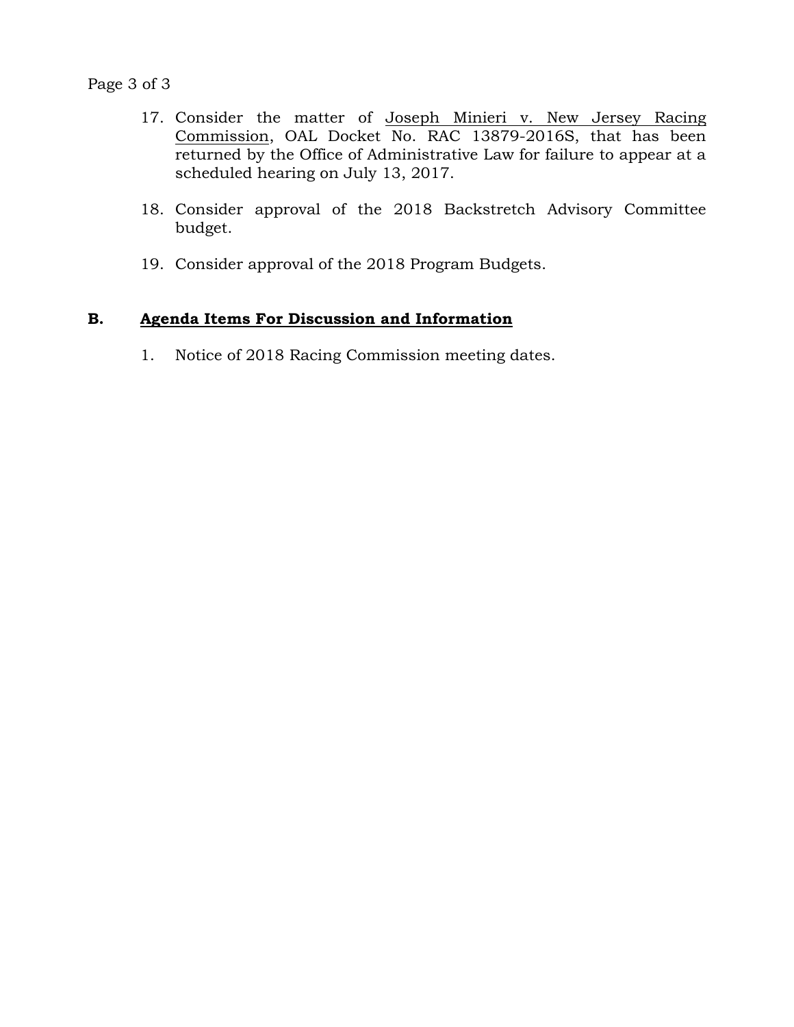17. Consider the matter of Joseph Minieri v. New Jersey Racing Commission, OAL Docket No. RAC 13879-2016S, that has been returned by the Office of Administrative Law for failure to appear at a scheduled hearing on July 13, 2017.

18. Consider approval of the 2018 Backstretch Advisory Committee budget.

19. Consider approval of the 2018 Program Budgets.

## B. **Agenda Items For Discussion and Information**

1. Notice of 2018 Racing Commission meeting dates.